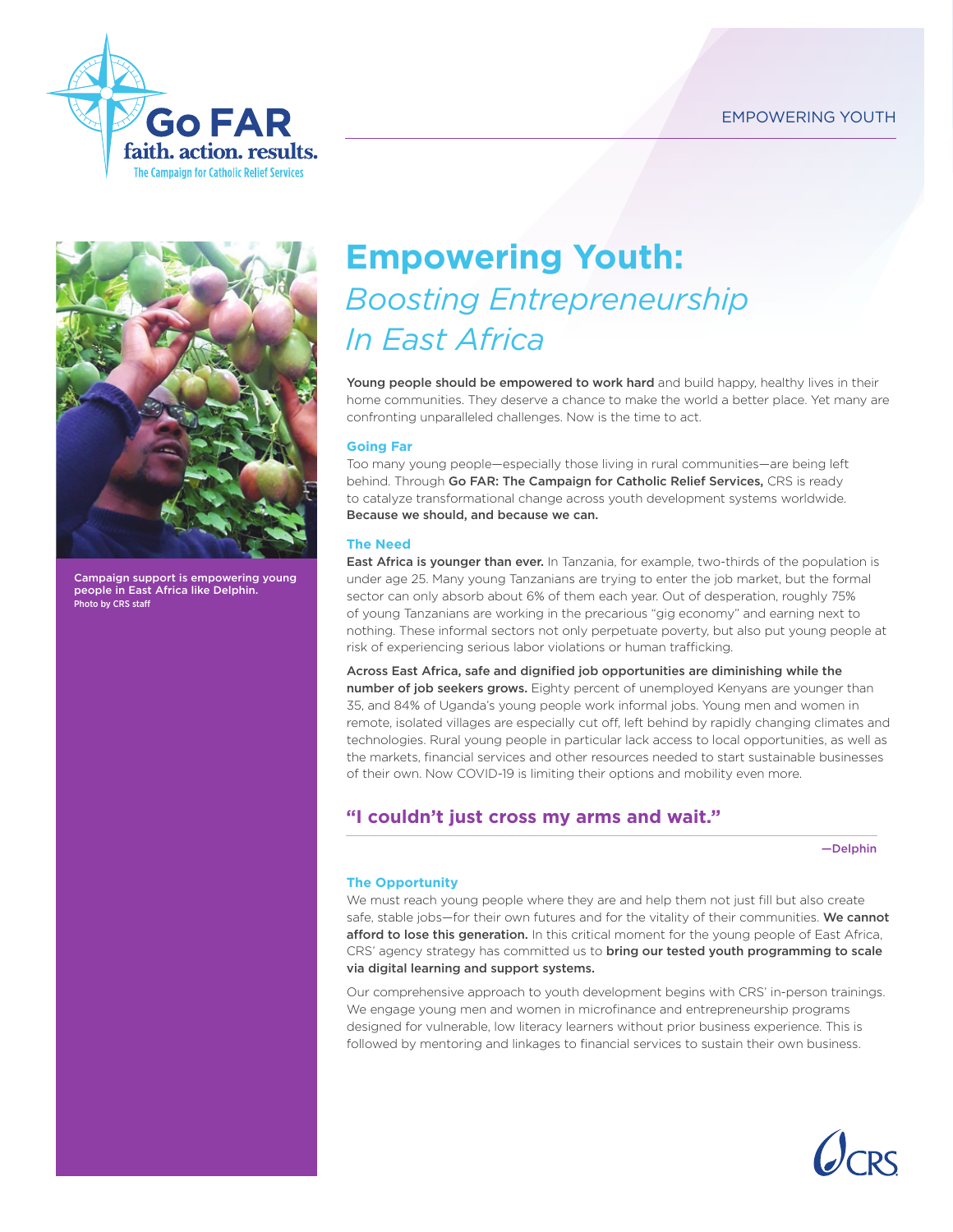# Empowering Youth: *Boosting Entrepreneurship In East Africa*

**Young people should be empowered to work hard** and build happy, healthy lives in their home communities. They deserve a chance to make the world a better place. Yet many are confronting unparalleled challenges. Now is the time to act.

### Going Far

Too many young people—especially those living in rural communities—are being left behind. Through **Go FAR: The Campaign for Catholic Relief Services,** CRS is ready to catalyze transformational change across youth development systems worldwide. **Because we should, and because we can.**

### The Need

**East Africa is younger than ever.** In Tanzania, for example, two-thirds of the population is under age 25. Many young Tanzanians are trying to enter the job market, but the formal sector can only absorb about 6% of them each year. Out of desperation, roughly 75% of young Tanzanians are working in the precarious "gig economy" and earning next to nothing. These informal sectors not only perpetuate poverty, but also put young people at risk of experiencing serious labor violations or human trafficking.

**Across East Africa, safe and dignified job opportunities are diminishing while the number of job seekers grows.** Eighty percent of unemployed Kenyans are younger than 35, and 84% of Uganda's young people work informal jobs. Young men and women in remote, isolated villages are especially cut off, left behind by rapidly changing climates and technologies. Rural young people in particular lack access to local opportunities, as well as the markets, financial services and other resources needed to start sustainable businesses of their own. Now COVID-19 is limiting their options and mobility even more.

> **"I couldn't just cross my arms and wait."**
>
> —Delphin

### The Opportunity

We must reach young people where they are and help them not just fill but also create safe, stable jobs—for their own futures and for the vitality of their communities. **We cannot afford to lose this generation.** In this critical moment for the young people of East Africa, CRS' agency strategy has committed us to **bring our tested youth programming to scale via digital learning and support systems.**

Our comprehensive approach to youth development begins with CRS' in-person trainings. We engage young men and women in microfinance and entrepreneurship programs designed for vulnerable, low literacy learners without prior business experience. This is followed by mentoring and linkages to financial services to sustain their own business.

Campaign support is empowering young people in East Africa like Delphin.
Photo by CRS staff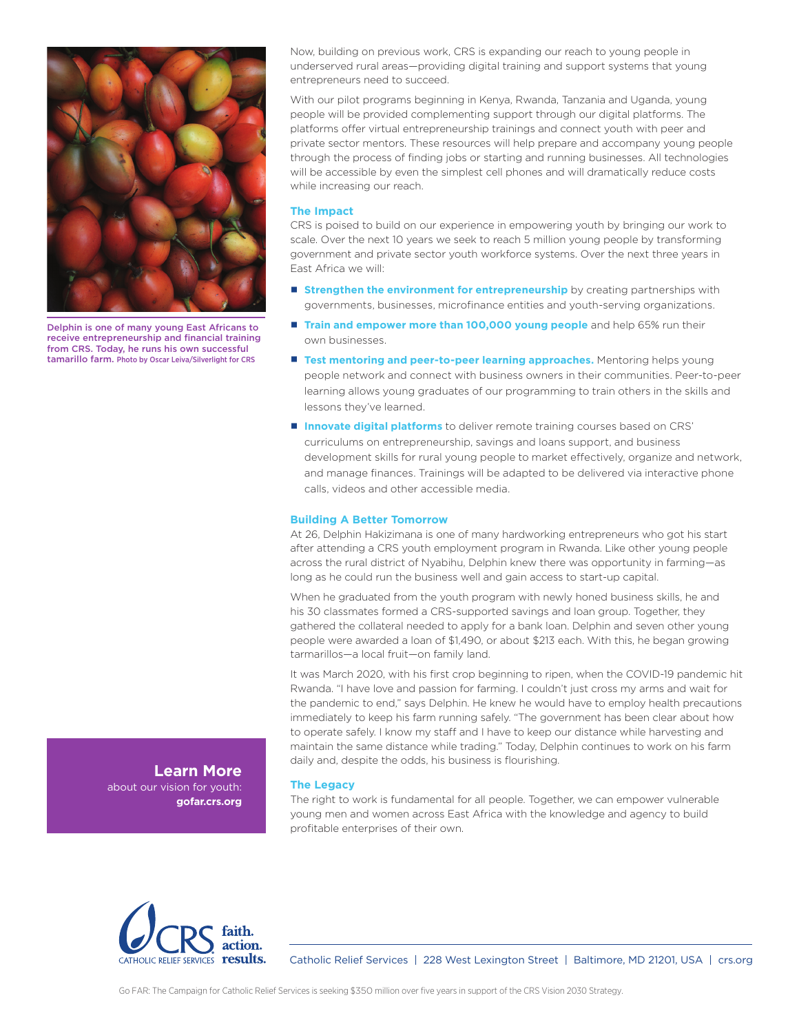Delphin is one of many young East Africans to receive entrepreneurship and financial training from CRS. Today, he runs his own successful tamarillo farm. Photo by Oscar Leiva/Silverlight for CRS

Now, building on previous work, CRS is expanding our reach to young people in underserved rural areas—providing digital training and support systems that young entrepreneurs need to succeed.

With our pilot programs beginning in Kenya, Rwanda, Tanzania and Uganda, young people will be provided complementing support through our digital platforms. The platforms offer virtual entrepreneurship trainings and connect youth with peer and private sector mentors. These resources will help prepare and accompany young people through the process of finding jobs or starting and running businesses. All technologies will be accessible by even the simplest cell phones and will dramatically reduce costs while increasing our reach.

### The Impact

CRS is poised to build on our experience in empowering youth by bringing our work to scale. Over the next 10 years we seek to reach 5 million young people by transforming government and private sector youth workforce systems. Over the next three years in East Africa we will:

- **Strengthen the environment for entrepreneurship** by creating partnerships with governments, businesses, microfinance entities and youth-serving organizations.
- **Train and empower more than 100,000 young people** and help 65% run their own businesses.
- **Test mentoring and peer-to-peer learning approaches.** Mentoring helps young people network and connect with business owners in their communities. Peer-to-peer learning allows young graduates of our programming to train others in the skills and lessons they've learned.
- **Innovate digital platforms** to deliver remote training courses based on CRS' curriculums on entrepreneurship, savings and loans support, and business development skills for rural young people to market effectively, organize and network, and manage finances. Trainings will be adapted to be delivered via interactive phone calls, videos and other accessible media.

### Building A Better Tomorrow

At 26, Delphin Hakizimana is one of many hardworking entrepreneurs who got his start after attending a CRS youth employment program in Rwanda. Like other young people across the rural district of Nyabihu, Delphin knew there was opportunity in farming—as long as he could run the business well and gain access to start-up capital.

When he graduated from the youth program with newly honed business skills, he and his 30 classmates formed a CRS-supported savings and loan group. Together, they gathered the collateral needed to apply for a bank loan. Delphin and seven other young people were awarded a loan of $1,490, or about $213 each. With this, he began growing tarmarillos—a local fruit—on family land.

It was March 2020, with his first crop beginning to ripen, when the COVID-19 pandemic hit Rwanda. "I have love and passion for farming. I couldn't just cross my arms and wait for the pandemic to end," says Delphin. He knew he would have to employ health precautions immediately to keep his farm running safely. "The government has been clear about how to operate safely. I know my staff and I have to keep our distance while harvesting and maintain the same distance while trading." Today, Delphin continues to work on his farm daily and, despite the odds, his business is flourishing.

### The Legacy

The right to work is fundamental for all people. Together, we can empower vulnerable young men and women across East Africa with the knowledge and agency to build profitable enterprises of their own.

**Learn More**
about our vision for youth:
**gofar.crs.org**

CRS CATHOLIC RELIEF SERVICES **faith. action. results.**

Catholic Relief Services | 228 West Lexington Street | Baltimore, MD 21201, USA | crs.org

Go FAR: The Campaign for Catholic Relief Services is seeking $350 million over five years in support of the CRS Vision 2030 Strategy.